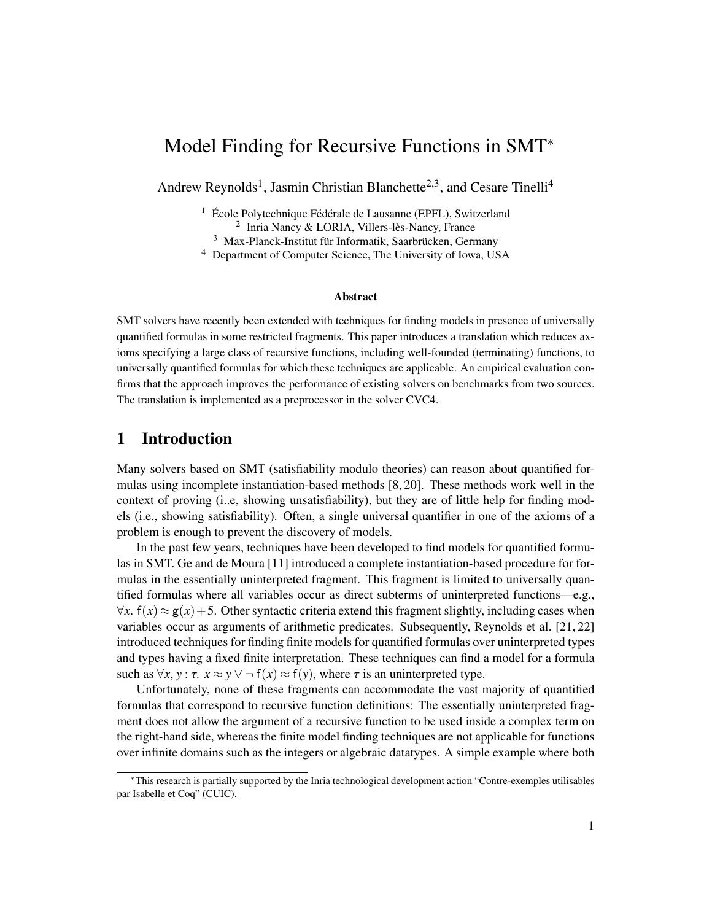# Model Finding for Recursive Functions in SMT*

Andrew Reynolds[1], Jasmin Christian Blanchette[2,3], and Cesare Tinelli[4]

[1] École Polytechnique Fédérale de Lausanne (EPFL), Switzerland
[2] Inria Nancy & LORIA, Villers-lès-Nancy, France
[3] Max-Planck-Institut für Informatik, Saarbrücken, Germany
[4] Department of Computer Science, The University of Iowa, USA

### Abstract

SMT solvers have recently been extended with techniques for finding models in presence of universally quantified formulas in some restricted fragments. This paper introduces a translation which reduces axioms specifying a large class of recursive functions, including well-founded (terminating) functions, to universally quantified formulas for which these techniques are applicable. An empirical evaluation confirms that the approach improves the performance of existing solvers on benchmarks from two sources. The translation is implemented as a preprocessor in the solver CVC4.

## 1 Introduction

Many solvers based on SMT (satisfiability modulo theories) can reason about quantified formulas using incomplete instantiation-based methods [8, 20]. These methods work well in the context of proving (i..e, showing unsatisfiability), but they are of little help for finding models (i.e., showing satisfiability). Often, a single universal quantifier in one of the axioms of a problem is enough to prevent the discovery of models.

In the past few years, techniques have been developed to find models for quantified formulas in SMT. Ge and de Moura [11] introduced a complete instantiation-based procedure for formulas in the essentially uninterpreted fragment. This fragment is limited to universally quantified formulas where all variables occur as direct subterms of uninterpreted functions—e.g., $\forall x.\ \mathsf{f}(x) \approx \mathsf{g}(x)+5$. Other syntactic criteria extend this fragment slightly, including cases when variables occur as arguments of arithmetic predicates. Subsequently, Reynolds et al. [21, 22] introduced techniques for finding finite models for quantified formulas over uninterpreted types and types having a fixed finite interpretation. These techniques can find a model for a formula such as $\forall x, y : \tau.\ x \approx y \vee \neg\, \mathsf{f}(x) \approx \mathsf{f}(y)$, where $\tau$ is an uninterpreted type.

Unfortunately, none of these fragments can accommodate the vast majority of quantified formulas that correspond to recursive function definitions: The essentially uninterpreted fragment does not allow the argument of a recursive function to be used inside a complex term on the right-hand side, whereas the finite model finding techniques are not applicable for functions over infinite domains such as the integers or algebraic datatypes. A simple example where both

*This research is partially supported by the Inria technological development action "Contre-exemples utilisables par Isabelle et Coq" (CUIC).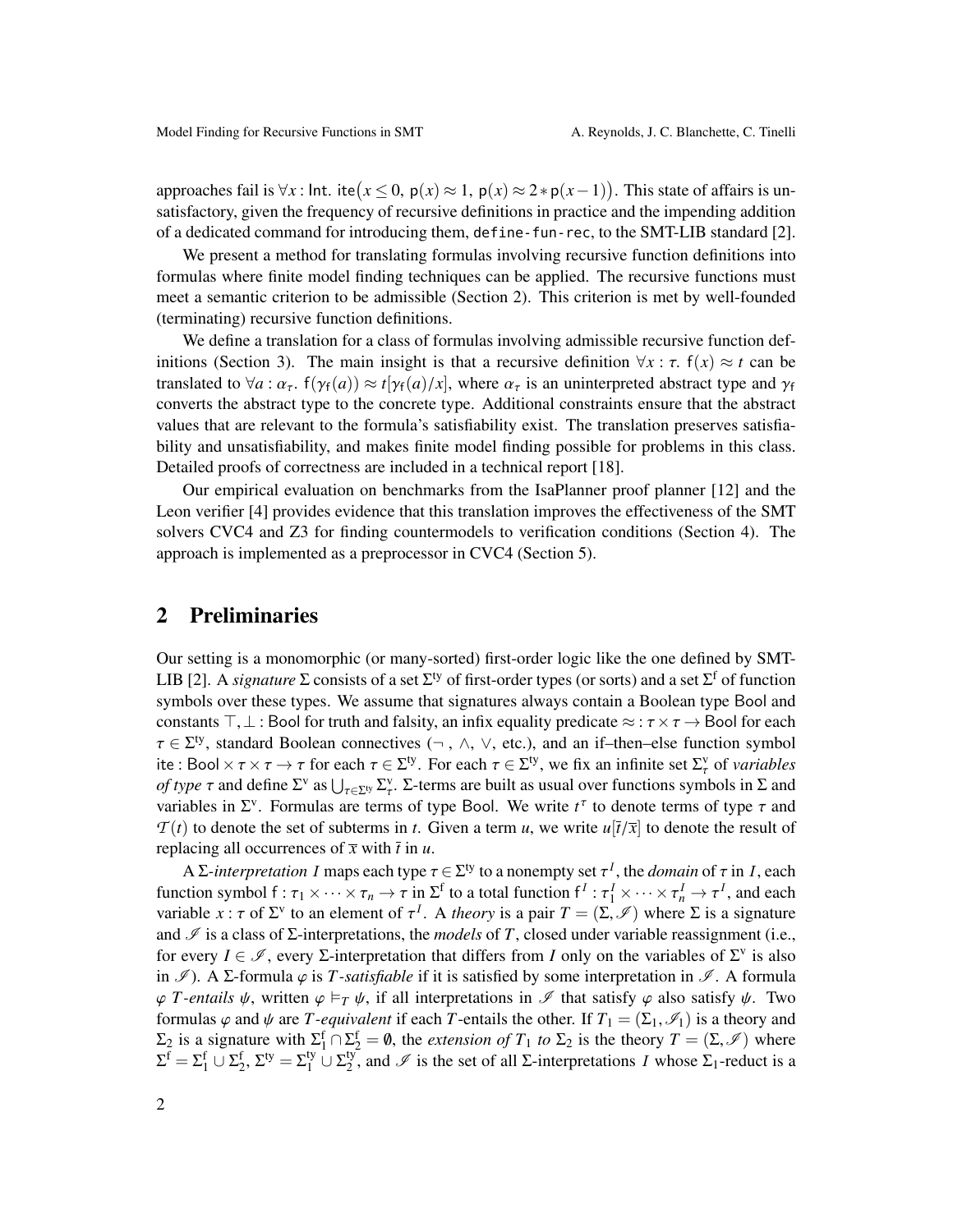approaches fail is $\forall x : \mathsf{Int}.\ \mathsf{ite}\big(x \leq 0,\ \mathsf{p}(x) \approx 1,\ \mathsf{p}(x) \approx 2 * \mathsf{p}(x-1)\big)$. This state of affairs is unsatisfactory, given the frequency of recursive definitions in practice and the impending addition of a dedicated command for introducing them, `define-fun-rec`, to the SMT-LIB standard [2].

We present a method for translating formulas involving recursive function definitions into formulas where finite model finding techniques can be applied. The recursive functions must meet a semantic criterion to be admissible (Section 2). This criterion is met by well-founded (terminating) recursive function definitions.

We define a translation for a class of formulas involving admissible recursive function definitions (Section 3). The main insight is that a recursive definition $\forall x : \tau.\ \mathsf{f}(x) \approx t$ can be translated to $\forall a : \alpha_\tau.\ \mathsf{f}(\gamma_\mathsf{f}(a)) \approx t[\gamma_\mathsf{f}(a)/x]$, where $\alpha_\tau$ is an uninterpreted abstract type and $\gamma_\mathsf{f}$ converts the abstract type to the concrete type. Additional constraints ensure that the abstract values that are relevant to the formula's satisfiability exist. The translation preserves satisfiability and unsatisfiability, and makes finite model finding possible for problems in this class. Detailed proofs of correctness are included in a technical report [18].

Our empirical evaluation on benchmarks from the IsaPlanner proof planner [12] and the Leon verifier [4] provides evidence that this translation improves the effectiveness of the SMT solvers CVC4 and Z3 for finding countermodels to verification conditions (Section 4). The approach is implemented as a preprocessor in CVC4 (Section 5).

## 2 Preliminaries

Our setting is a monomorphic (or many-sorted) first-order logic like the one defined by SMT-LIB [2]. A *signature* $\Sigma$ consists of a set $\Sigma^{\mathrm{ty}}$ of first-order types (or sorts) and a set $\Sigma^{\mathrm{f}}$ of function symbols over these types. We assume that signatures always contain a Boolean type $\mathsf{Bool}$ and constants $\top, \bot : \mathsf{Bool}$ for truth and falsity, an infix equality predicate $\approx : \tau \times \tau \to \mathsf{Bool}$ for each $\tau \in \Sigma^{\mathrm{ty}}$, standard Boolean connectives ($\neg$, $\wedge$, $\vee$, etc.), and an if–then–else function symbol $\mathsf{ite} : \mathsf{Bool} \times \tau \times \tau \to \tau$ for each $\tau \in \Sigma^{\mathrm{ty}}$. For each $\tau \in \Sigma^{\mathrm{ty}}$, we fix an infinite set $\Sigma^{\mathrm{v}}_\tau$ of *variables of type* $\tau$ and define $\Sigma^{\mathrm{v}}$ as $\bigcup_{\tau \in \Sigma^{\mathrm{ty}}} \Sigma^{\mathrm{v}}_\tau$. $\Sigma$-terms are built as usual over functions symbols in $\Sigma$ and variables in $\Sigma^{\mathrm{v}}$. Formulas are terms of type $\mathsf{Bool}$. We write $t^\tau$ to denote terms of type $\tau$ and $\mathcal{T}(t)$ to denote the set of subterms in $t$. Given a term $u$, we write $u[\bar{t}/\bar{x}]$ to denote the result of replacing all occurrences of $\bar{x}$ with $\bar{t}$ in $u$.

A $\Sigma$-*interpretation* $I$ maps each type $\tau \in \Sigma^{\mathrm{ty}}$ to a nonempty set $\tau^I$, the *domain* of $\tau$ in $I$, each function symbol $\mathsf{f} : \tau_1 \times \cdots \times \tau_n \to \tau$ in $\Sigma^{\mathrm{f}}$ to a total function $\mathsf{f}^I : \tau_1^I \times \cdots \times \tau_n^I \to \tau^I$, and each variable $x : \tau$ of $\Sigma^{\mathrm{v}}$ to an element of $\tau^I$. A *theory* is a pair $T = (\Sigma, \mathscr{I})$ where $\Sigma$ is a signature and $\mathscr{I}$ is a class of $\Sigma$-interpretations, the *models* of $T$, closed under variable reassignment (i.e., for every $I \in \mathscr{I}$, every $\Sigma$-interpretation that differs from $I$ only on the variables of $\Sigma^{\mathrm{v}}$ is also in $\mathscr{I}$). A $\Sigma$-formula $\varphi$ is $T$-*satisfiable* if it is satisfied by some interpretation in $\mathscr{I}$. A formula $\varphi$ $T$-*entails* $\psi$, written $\varphi \models_T \psi$, if all interpretations in $\mathscr{I}$ that satisfy $\varphi$ also satisfy $\psi$. Two formulas $\varphi$ and $\psi$ are $T$-*equivalent* if each $T$-entails the other. If $T_1 = (\Sigma_1, \mathscr{I}_1)$ is a theory and $\Sigma_2$ is a signature with $\Sigma_1^{\mathrm{f}} \cap \Sigma_2^{\mathrm{f}} = \emptyset$, the *extension of* $T_1$ *to* $\Sigma_2$ is the theory $T = (\Sigma, \mathscr{I})$ where $\Sigma^{\mathrm{f}} = \Sigma_1^{\mathrm{f}} \cup \Sigma_2^{\mathrm{f}}$, $\Sigma^{\mathrm{ty}} = \Sigma_1^{\mathrm{ty}} \cup \Sigma_2^{\mathrm{ty}}$, and $\mathscr{I}$ is the set of all $\Sigma$-interpretations $I$ whose $\Sigma_1$-reduct is a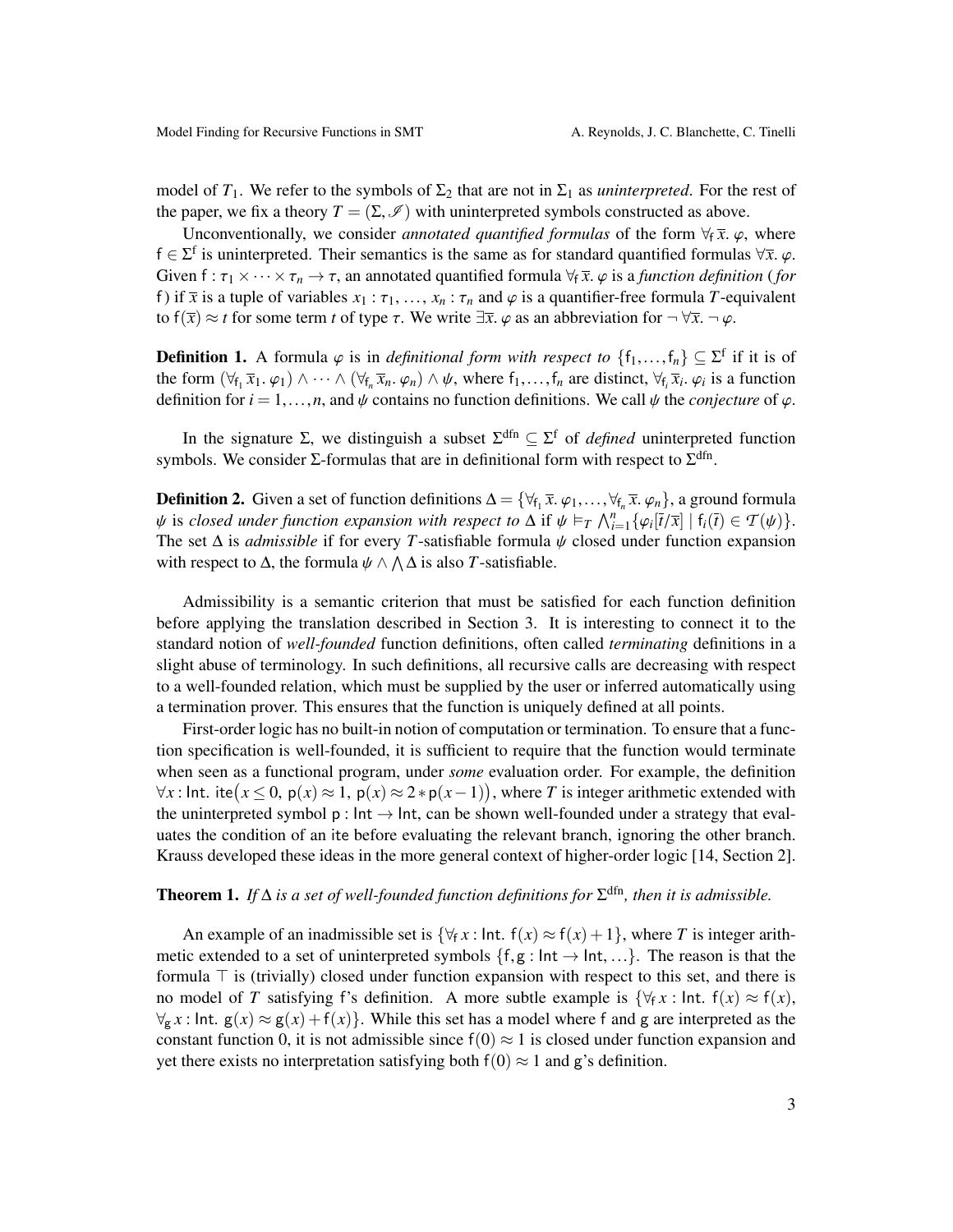model of $T_1$. We refer to the symbols of $\Sigma_2$ that are not in $\Sigma_1$ as *uninterpreted*. For the rest of the paper, we fix a theory $T = (\Sigma, \mathscr{I})$ with uninterpreted symbols constructed as above.

Unconventionally, we consider *annotated quantified formulas* of the form $\forall_{\mathsf{f}}\, \bar{x}.\ \varphi$, where $\mathsf{f} \in \Sigma^{\mathrm{f}}$ is uninterpreted. Their semantics is the same as for standard quantified formulas $\forall \bar{x}.\ \varphi$. Given $\mathsf{f} : \tau_1 \times \cdots \times \tau_n \to \tau$, an annotated quantified formula $\forall_{\mathsf{f}}\, \bar{x}.\ \varphi$ is a *function definition* (*for* $\mathsf{f}$) if $\bar{x}$ is a tuple of variables $x_1 : \tau_1, \ldots, x_n : \tau_n$ and $\varphi$ is a quantifier-free formula $T$-equivalent to $\mathsf{f}(\bar{x}) \approx t$ for some term $t$ of type $\tau$. We write $\exists \bar{x}.\ \varphi$ as an abbreviation for $\neg \forall \bar{x}.\ \neg \varphi$.

**Definition 1.** A formula $\varphi$ is in *definitional form with respect to* $\{\mathsf{f}_1, \ldots, \mathsf{f}_n\} \subseteq \Sigma^{\mathrm{f}}$ if it is of the form $(\forall_{\mathsf{f}_1} \bar{x}_1.\ \varphi_1) \wedge \cdots \wedge (\forall_{\mathsf{f}_n} \bar{x}_n.\ \varphi_n) \wedge \psi$, where $\mathsf{f}_1, \ldots, \mathsf{f}_n$ are distinct, $\forall_{\mathsf{f}_i} \bar{x}_i.\ \varphi_i$ is a function definition for $i = 1, \ldots, n$, and $\psi$ contains no function definitions. We call $\psi$ the *conjecture* of $\varphi$.

In the signature $\Sigma$, we distinguish a subset $\Sigma^{\mathrm{dfn}} \subseteq \Sigma^{\mathrm{f}}$ of *defined* uninterpreted function symbols. We consider $\Sigma$-formulas that are in definitional form with respect to $\Sigma^{\mathrm{dfn}}$.

**Definition 2.** Given a set of function definitions $\Delta = \{\forall_{\mathsf{f}_1} \bar{x}.\ \varphi_1, \ldots, \forall_{\mathsf{f}_n} \bar{x}.\ \varphi_n\}$, a ground formula $\psi$ is *closed under function expansion with respect to* $\Delta$ if $\psi \models_T \bigwedge_{i=1}^{n} \{\varphi_i[\bar{t}/\bar{x}] \mid \mathsf{f}_i(\bar{t}) \in \mathcal{T}(\psi)\}$. The set $\Delta$ is *admissible* if for every $T$-satisfiable formula $\psi$ closed under function expansion with respect to $\Delta$, the formula $\psi \wedge \bigwedge \Delta$ is also $T$-satisfiable.

Admissibility is a semantic criterion that must be satisfied for each function definition before applying the translation described in Section 3. It is interesting to connect it to the standard notion of *well-founded* function definitions, often called *terminating* definitions in a slight abuse of terminology. In such definitions, all recursive calls are decreasing with respect to a well-founded relation, which must be supplied by the user or inferred automatically using a termination prover. This ensures that the function is uniquely defined at all points.

First-order logic has no built-in notion of computation or termination. To ensure that a function specification is well-founded, it is sufficient to require that the function would terminate when seen as a functional program, under *some* evaluation order. For example, the definition $\forall x : \mathsf{Int}.\ \mathsf{ite}\big(x \leq 0,\ \mathsf{p}(x) \approx 1,\ \mathsf{p}(x) \approx 2 * \mathsf{p}(x-1)\big)$, where $T$ is integer arithmetic extended with the uninterpreted symbol $\mathsf{p} : \mathsf{Int} \to \mathsf{Int}$, can be shown well-founded under a strategy that evaluates the condition of an ite before evaluating the relevant branch, ignoring the other branch. Krauss developed these ideas in the more general context of higher-order logic [14, Section 2].

**Theorem 1.** *If $\Delta$ is a set of well-founded function definitions for $\Sigma^{\mathrm{dfn}}$, then it is admissible.*

An example of an inadmissible set is $\{\forall_{\mathsf{f}}\, x : \mathsf{Int}.\ \mathsf{f}(x) \approx \mathsf{f}(x) + 1\}$, where $T$ is integer arithmetic extended to a set of uninterpreted symbols $\{\mathsf{f}, \mathsf{g} : \mathsf{Int} \to \mathsf{Int}, \ldots\}$. The reason is that the formula $\top$ is (trivially) closed under function expansion with respect to this set, and there is no model of $T$ satisfying f's definition. A more subtle example is $\{\forall_{\mathsf{f}}\, x : \mathsf{Int}.\ \mathsf{f}(x) \approx \mathsf{f}(x),$ $\forall_{\mathsf{g}}\, x : \mathsf{Int}.\ \mathsf{g}(x) \approx \mathsf{g}(x) + \mathsf{f}(x)\}$. While this set has a model where f and g are interpreted as the constant function 0, it is not admissible since $\mathsf{f}(0) \approx 1$ is closed under function expansion and yet there exists no interpretation satisfying both $\mathsf{f}(0) \approx 1$ and g's definition.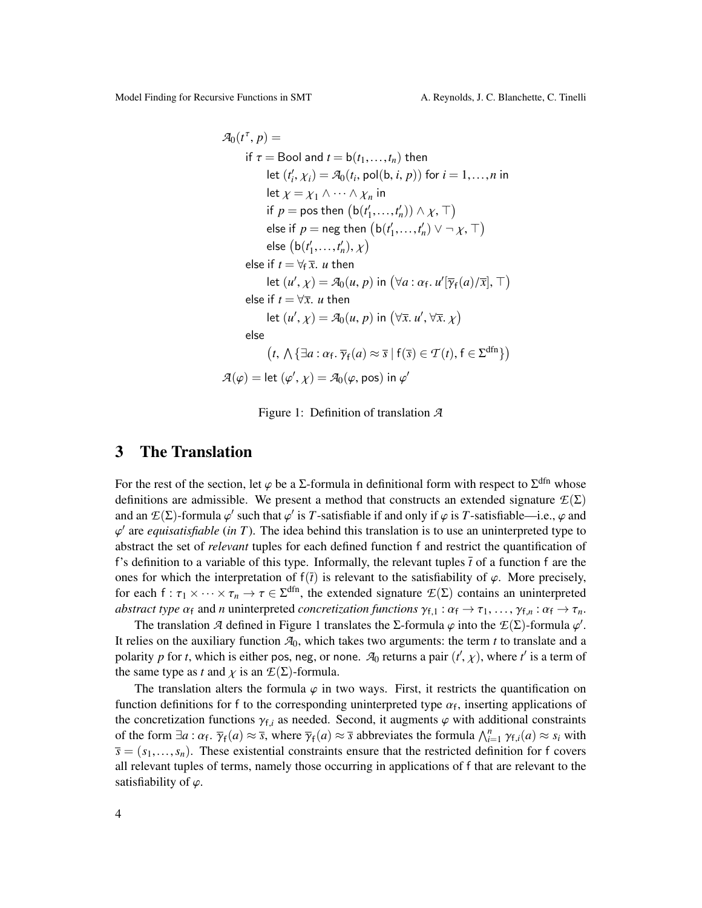$$
\begin{array}{l}
\mathcal{A}_0(t^\tau, p) = \\
\quad \text{if } \tau = \mathsf{Bool} \text{ and } t = \mathsf{b}(t_1,\ldots,t_n) \text{ then} \\
\quad\quad \text{let } (t'_i, \chi_i) = \mathcal{A}_0(t_i, \mathsf{pol}(\mathsf{b}, i, p)) \text{ for } i = 1,\ldots,n \text{ in} \\
\quad\quad \text{let } \chi = \chi_1 \wedge \cdots \wedge \chi_n \text{ in} \\
\quad\quad \text{if } p = \mathsf{pos} \text{ then } \big(\mathsf{b}(t'_1,\ldots,t'_n)) \wedge \chi, \top\big) \\
\quad\quad \text{else if } p = \mathsf{neg} \text{ then } \big(\mathsf{b}(t'_1,\ldots,t'_n) \vee \neg\, \chi, \top\big) \\
\quad\quad \text{else } \big(\mathsf{b}(t'_1,\ldots,t'_n), \chi\big) \\
\quad \text{else if } t = \forall_{\mathsf{f}}\, \overline{x}.\ u \text{ then} \\
\quad\quad \text{let } (u', \chi) = \mathcal{A}_0(u, p) \text{ in } \big(\forall a : \alpha_{\mathsf{f}}.\ u'[\overline{\gamma}_{\mathsf{f}}(a)/\overline{x}], \top\big) \\
\quad \text{else if } t = \forall \overline{x}.\ u \text{ then} \\
\quad\quad \text{let } (u', \chi) = \mathcal{A}_0(u, p) \text{ in } \big(\forall \overline{x}.\ u', \forall \overline{x}.\ \chi\big) \\
\quad \text{else} \\
\quad\quad \big(t, \bigwedge\{\exists a : \alpha_{\mathsf{f}}.\ \overline{\gamma}_{\mathsf{f}}(a) \approx \overline{s} \mid \mathsf{f}(\overline{s}) \in \mathcal{T}(t), \mathsf{f} \in \Sigma^{\mathrm{dfn}}\}\big) \\
\mathcal{A}(\varphi) = \text{let } (\varphi', \chi) = \mathcal{A}_0(\varphi, \mathsf{pos}) \text{ in } \varphi'
\end{array}
$$

Figure 1: Definition of translation $\mathcal{A}$

## 3 The Translation

For the rest of the section, let $\varphi$ be a $\Sigma$-formula in definitional form with respect to $\Sigma^{\mathrm{dfn}}$ whose definitions are admissible. We present a method that constructs an extended signature $\mathcal{E}(\Sigma)$ and an $\mathcal{E}(\Sigma)$-formula $\varphi'$ such that $\varphi'$ is $T$-satisfiable if and only if $\varphi$ is $T$-satisfiable—i.e., $\varphi$ and $\varphi'$ are *equisatisfiable* (*in* $T$). The idea behind this translation is to use an uninterpreted type to abstract the set of *relevant* tuples for each defined function f and restrict the quantification of f's definition to a variable of this type. Informally, the relevant tuples $\overline{t}$ of a function f are the ones for which the interpretation of $\mathsf{f}(\overline{t})$ is relevant to the satisfiability of $\varphi$. More precisely, for each $\mathsf{f} : \tau_1 \times \cdots \times \tau_n \to \tau \in \Sigma^{\mathrm{dfn}}$, the extended signature $\mathcal{E}(\Sigma)$ contains an uninterpreted *abstract type* $\alpha_{\mathsf{f}}$ and $n$ uninterpreted *concretization functions* $\gamma_{\mathsf{f},1} : \alpha_{\mathsf{f}} \to \tau_1, \ldots, \gamma_{\mathsf{f},n} : \alpha_{\mathsf{f}} \to \tau_n$.

The translation $\mathcal{A}$ defined in Figure 1 translates the $\Sigma$-formula $\varphi$ into the $\mathcal{E}(\Sigma)$-formula $\varphi'$. It relies on the auxiliary function $\mathcal{A}_0$, which takes two arguments: the term $t$ to translate and a polarity $p$ for $t$, which is either pos, neg, or none. $\mathcal{A}_0$ returns a pair $(t', \chi)$, where $t'$ is a term of the same type as $t$ and $\chi$ is an $\mathcal{E}(\Sigma)$-formula.

The translation alters the formula $\varphi$ in two ways. First, it restricts the quantification on function definitions for f to the corresponding uninterpreted type $\alpha_{\mathsf{f}}$, inserting applications of the concretization functions $\gamma_{\mathsf{f},i}$ as needed. Second, it augments $\varphi$ with additional constraints of the form $\exists a : \alpha_{\mathsf{f}}.\ \overline{\gamma}_{\mathsf{f}}(a) \approx \overline{s}$, where $\overline{\gamma}_{\mathsf{f}}(a) \approx \overline{s}$ abbreviates the formula $\bigwedge_{i=1}^{n} \gamma_{\mathsf{f},i}(a) \approx s_i$ with $\overline{s} = (s_1,\ldots,s_n)$. These existential constraints ensure that the restricted definition for f covers all relevant tuples of terms, namely those occurring in applications of f that are relevant to the satisfiability of $\varphi$.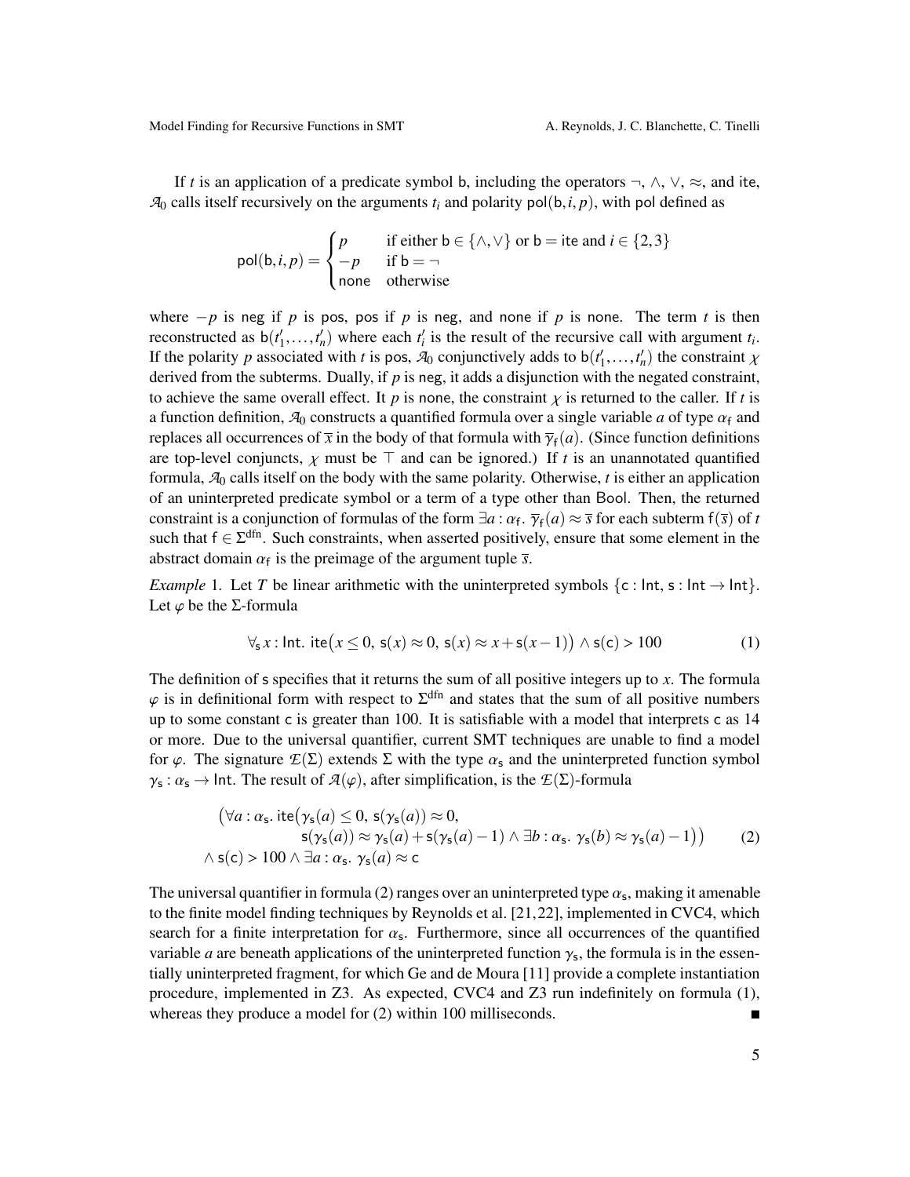If $t$ is an application of a predicate symbol $\mathsf{b}$, including the operators $\neg$, $\wedge$, $\vee$, $\approx$, and $\mathsf{ite}$, $\mathcal{A}_0$ calls itself recursively on the arguments $t_i$ and polarity $\mathsf{pol}(\mathsf{b}, i, p)$, with $\mathsf{pol}$ defined as

$$\mathsf{pol}(\mathsf{b}, i, p) = \begin{cases} p & \text{if either } \mathsf{b} \in \{\wedge, \vee\} \text{ or } \mathsf{b} = \mathsf{ite} \text{ and } i \in \{2, 3\} \\ -p & \text{if } \mathsf{b} = \neg \\ \mathsf{none} & \text{otherwise} \end{cases}$$

where $-p$ is $\mathsf{neg}$ if $p$ is $\mathsf{pos}$, $\mathsf{pos}$ if $p$ is $\mathsf{neg}$, and $\mathsf{none}$ if $p$ is $\mathsf{none}$. The term $t$ is then reconstructed as $\mathsf{b}(t'_1, \ldots, t'_n)$ where each $t'_i$ is the result of the recursive call with argument $t_i$. If the polarity $p$ associated with $t$ is $\mathsf{pos}$, $\mathcal{A}_0$ conjunctively adds to $\mathsf{b}(t'_1, \ldots, t'_n)$ the constraint $\chi$ derived from the subterms. Dually, if $p$ is $\mathsf{neg}$, it adds a disjunction with the negated constraint, to achieve the same overall effect. It $p$ is $\mathsf{none}$, the constraint $\chi$ is returned to the caller. If $t$ is a function definition, $\mathcal{A}_0$ constructs a quantified formula over a single variable $a$ of type $\alpha_\mathsf{f}$ and replaces all occurrences of $\bar{x}$ in the body of that formula with $\bar{\gamma}_\mathsf{f}(a)$. (Since function definitions are top-level conjuncts, $\chi$ must be $\top$ and can be ignored.) If $t$ is an unannotated quantified formula, $\mathcal{A}_0$ calls itself on the body with the same polarity. Otherwise, $t$ is either an application of an uninterpreted predicate symbol or a term of a type other than $\mathsf{Bool}$. Then, the returned constraint is a conjunction of formulas of the form $\exists a : \alpha_\mathsf{f}.\ \bar{\gamma}_\mathsf{f}(a) \approx \bar{s}$ for each subterm $\mathsf{f}(\bar{s})$ of $t$ such that $\mathsf{f} \in \Sigma^{\mathrm{dfn}}$. Such constraints, when asserted positively, ensure that some element in the abstract domain $\alpha_\mathsf{f}$ is the preimage of the argument tuple $\bar{s}$.

*Example* 1. Let $T$ be linear arithmetic with the uninterpreted symbols $\{\mathsf{c} : \mathsf{Int}, \mathsf{s} : \mathsf{Int} \to \mathsf{Int}\}$. Let $\varphi$ be the $\Sigma$-formula

$$\forall_\mathsf{s}\, x : \mathsf{Int}.\ \mathsf{ite}\big(x \leq 0,\ \mathsf{s}(x) \approx 0,\ \mathsf{s}(x) \approx x + \mathsf{s}(x-1)\big) \wedge \mathsf{s}(\mathsf{c}) > 100 \tag{1}$$

The definition of $\mathsf{s}$ specifies that it returns the sum of all positive integers up to $x$. The formula $\varphi$ is in definitional form with respect to $\Sigma^{\mathrm{dfn}}$ and states that the sum of all positive numbers up to some constant $\mathsf{c}$ is greater than 100. It is satisfiable with a model that interprets $\mathsf{c}$ as 14 or more. Due to the universal quantifier, current SMT techniques are unable to find a model for $\varphi$. The signature $\mathcal{E}(\Sigma)$ extends $\Sigma$ with the type $\alpha_\mathsf{s}$ and the uninterpreted function symbol $\gamma_\mathsf{s} : \alpha_\mathsf{s} \to \mathsf{Int}$. The result of $\mathcal{A}(\varphi)$, after simplification, is the $\mathcal{E}(\Sigma)$-formula

$$\begin{aligned} \big(\forall a : \alpha_\mathsf{s}.\ \mathsf{ite}\big(&\gamma_\mathsf{s}(a) \leq 0,\ \mathsf{s}(\gamma_\mathsf{s}(a)) \approx 0, \\ &\mathsf{s}(\gamma_\mathsf{s}(a)) \approx \gamma_\mathsf{s}(a) + \mathsf{s}(\gamma_\mathsf{s}(a) - 1) \wedge \exists b : \alpha_\mathsf{s}.\ \gamma_\mathsf{s}(b) \approx \gamma_\mathsf{s}(a) - 1\big)\big) \\ \wedge\ \mathsf{s}(\mathsf{c}) > 100 \wedge{}& \exists a : \alpha_\mathsf{s}.\ \gamma_\mathsf{s}(a) \approx \mathsf{c} \end{aligned} \tag{2}$$

The universal quantifier in formula (2) ranges over an uninterpreted type $\alpha_\mathsf{s}$, making it amenable to the finite model finding techniques by Reynolds et al. [21,22], implemented in CVC4, which search for a finite interpretation for $\alpha_\mathsf{s}$. Furthermore, since all occurrences of the quantified variable $a$ are beneath applications of the uninterpreted function $\gamma_\mathsf{s}$, the formula is in the essentially uninterpreted fragment, for which Ge and de Moura [11] provide a complete instantiation procedure, implemented in Z3. As expected, CVC4 and Z3 run indefinitely on formula (1), whereas they produce a model for (2) within 100 milliseconds. ∎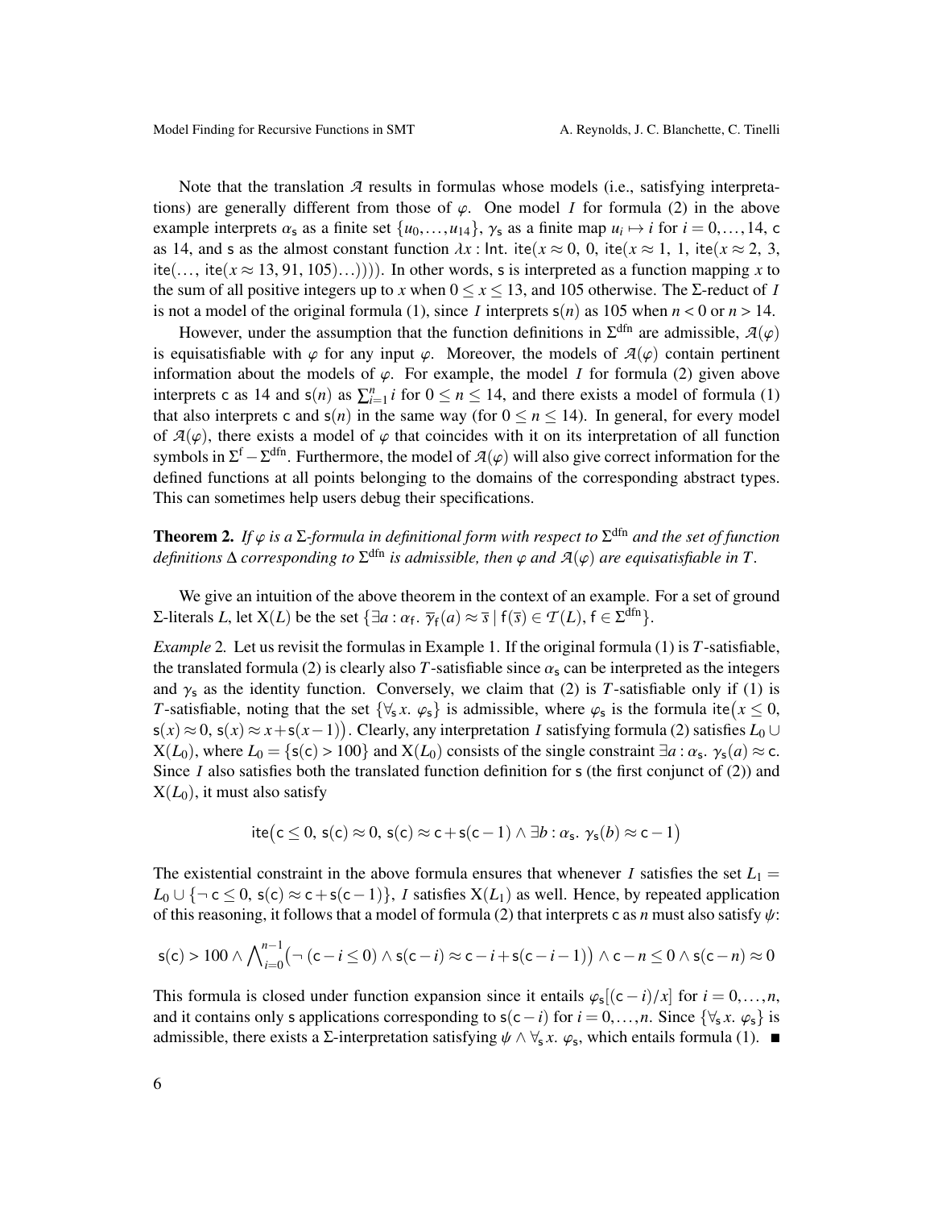Note that the translation $\mathcal{A}$ results in formulas whose models (i.e., satisfying interpretations) are generally different from those of $\varphi$. One model $I$ for formula (2) in the above example interprets $\alpha_{\mathsf{s}}$ as a finite set $\{u_0, \ldots, u_{14}\}$, $\gamma_{\mathsf{s}}$ as a finite map $u_i \mapsto i$ for $i = 0, \ldots, 14$, $\mathsf{c}$ as 14, and $\mathsf{s}$ as the almost constant function $\lambda x : \mathsf{Int}.\ \mathsf{ite}(x \approx 0,\ 0,\ \mathsf{ite}(x \approx 1,\ 1,\ \mathsf{ite}(x \approx 2,\ 3,\ \mathsf{ite}(\ldots,\ \mathsf{ite}(x \approx 13, 91, 105)\ldots))))$. In other words, $\mathsf{s}$ is interpreted as a function mapping $x$ to the sum of all positive integers up to $x$ when $0 \leq x \leq 13$, and 105 otherwise. The $\Sigma$-reduct of $I$ is not a model of the original formula (1), since $I$ interprets $\mathsf{s}(n)$ as 105 when $n < 0$ or $n > 14$.

However, under the assumption that the function definitions in $\Sigma^{\mathrm{dfn}}$ are admissible, $\mathcal{A}(\varphi)$ is equisatisfiable with $\varphi$ for any input $\varphi$. Moreover, the models of $\mathcal{A}(\varphi)$ contain pertinent information about the models of $\varphi$. For example, the model $I$ for formula (2) given above interprets $\mathsf{c}$ as 14 and $\mathsf{s}(n)$ as $\sum_{i=1}^{n} i$ for $0 \leq n \leq 14$, and there exists a model of formula (1) that also interprets $\mathsf{c}$ and $\mathsf{s}(n)$ in the same way (for $0 \leq n \leq 14$). In general, for every model of $\mathcal{A}(\varphi)$, there exists a model of $\varphi$ that coincides with it on its interpretation of all function symbols in $\Sigma^{\mathrm{f}} - \Sigma^{\mathrm{dfn}}$. Furthermore, the model of $\mathcal{A}(\varphi)$ will also give correct information for the defined functions at all points belonging to the domains of the corresponding abstract types. This can sometimes help users debug their specifications.

**Theorem 2.** *If $\varphi$ is a $\Sigma$-formula in definitional form with respect to $\Sigma^{\mathrm{dfn}}$ and the set of function definitions $\Delta$ corresponding to $\Sigma^{\mathrm{dfn}}$ is admissible, then $\varphi$ and $\mathcal{A}(\varphi)$ are equisatisfiable in $T$.*

We give an intuition of the above theorem in the context of an example. For a set of ground $\Sigma$-literals $L$, let $\mathrm{X}(L)$ be the set $\{\exists a : \alpha_{\mathsf{f}}.\ \overline{\gamma}_{\mathsf{f}}(a) \approx \overline{s} \mid \mathsf{f}(\overline{s}) \in \mathcal{T}(L), \mathsf{f} \in \Sigma^{\mathrm{dfn}}\}$.

*Example* 2. Let us revisit the formulas in Example 1. If the original formula (1) is $T$-satisfiable, the translated formula (2) is clearly also $T$-satisfiable since $\alpha_{\mathsf{s}}$ can be interpreted as the integers and $\gamma_{\mathsf{s}}$ as the identity function. Conversely, we claim that (2) is $T$-satisfiable only if (1) is $T$-satisfiable, noting that the set $\{\forall_{\mathsf{s}}\, x.\ \varphi_{\mathsf{s}}\}$ is admissible, where $\varphi_{\mathsf{s}}$ is the formula $\mathsf{ite}\big(x \leq 0,\ \mathsf{s}(x) \approx 0,\ \mathsf{s}(x) \approx x + \mathsf{s}(x-1)\big)$. Clearly, any interpretation $I$ satisfying formula (2) satisfies $L_0 \cup \mathrm{X}(L_0)$, where $L_0 = \{\mathsf{s}(\mathsf{c}) > 100\}$ and $\mathrm{X}(L_0)$ consists of the single constraint $\exists a : \alpha_{\mathsf{s}}.\ \gamma_{\mathsf{s}}(a) \approx \mathsf{c}$. Since $I$ also satisfies both the translated function definition for $\mathsf{s}$ (the first conjunct of (2)) and $\mathrm{X}(L_0)$, it must also satisfy

$$\mathsf{ite}\big(\mathsf{c} \leq 0,\ \mathsf{s}(\mathsf{c}) \approx 0,\ \mathsf{s}(\mathsf{c}) \approx \mathsf{c} + \mathsf{s}(\mathsf{c}-1) \wedge \exists b : \alpha_{\mathsf{s}}.\ \gamma_{\mathsf{s}}(b) \approx \mathsf{c} - 1\big)$$

The existential constraint in the above formula ensures that whenever $I$ satisfies the set $L_1 = L_0 \cup \{\neg\, \mathsf{c} \leq 0,\ \mathsf{s}(\mathsf{c}) \approx \mathsf{c} + \mathsf{s}(\mathsf{c}-1)\}$, $I$ satisfies $\mathrm{X}(L_1)$ as well. Hence, by repeated application of this reasoning, it follows that a model of formula (2) that interprets $\mathsf{c}$ as $n$ must also satisfy $\psi$:

$$\mathsf{s}(\mathsf{c}) > 100 \wedge \bigwedge_{i=0}^{n-1} \big(\neg\, (\mathsf{c} - i \leq 0) \wedge \mathsf{s}(\mathsf{c}-i) \approx \mathsf{c} - i + \mathsf{s}(\mathsf{c}-i-1)\big) \wedge \mathsf{c} - n \leq 0 \wedge \mathsf{s}(\mathsf{c}-n) \approx 0$$

This formula is closed under function expansion since it entails $\varphi_{\mathsf{s}}[(\mathsf{c}-i)/x]$ for $i = 0, \ldots, n$, and it contains only $\mathsf{s}$ applications corresponding to $\mathsf{s}(\mathsf{c}-i)$ for $i = 0, \ldots, n$. Since $\{\forall_{\mathsf{s}}\, x.\ \varphi_{\mathsf{s}}\}$ is admissible, there exists a $\Sigma$-interpretation satisfying $\psi \wedge \forall_{\mathsf{s}}\, x.\ \varphi_{\mathsf{s}}$, which entails formula (1). ∎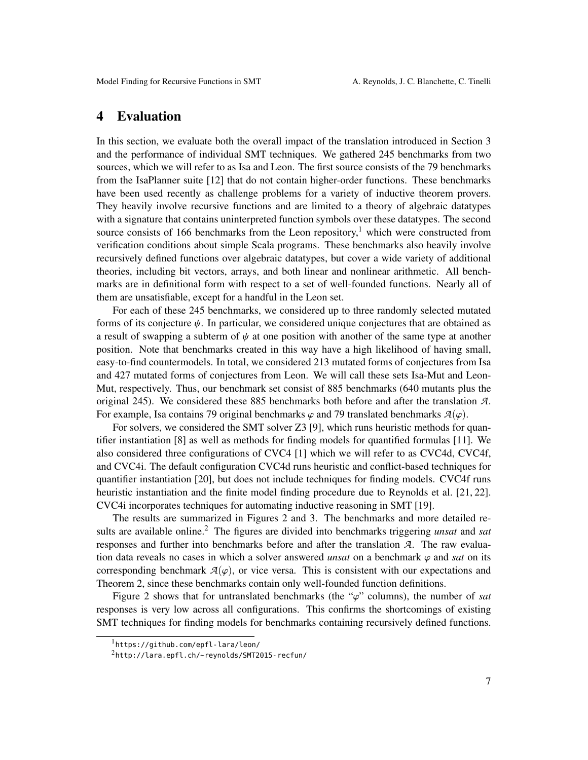## 4 Evaluation

In this section, we evaluate both the overall impact of the translation introduced in Section 3 and the performance of individual SMT techniques. We gathered 245 benchmarks from two sources, which we will refer to as Isa and Leon. The first source consists of the 79 benchmarks from the IsaPlanner suite [12] that do not contain higher-order functions. These benchmarks have been used recently as challenge problems for a variety of inductive theorem provers. They heavily involve recursive functions and are limited to a theory of algebraic datatypes with a signature that contains uninterpreted function symbols over these datatypes. The second source consists of 166 benchmarks from the Leon repository,[1] which were constructed from verification conditions about simple Scala programs. These benchmarks also heavily involve recursively defined functions over algebraic datatypes, but cover a wide variety of additional theories, including bit vectors, arrays, and both linear and nonlinear arithmetic. All benchmarks are in definitional form with respect to a set of well-founded functions. Nearly all of them are unsatisfiable, except for a handful in the Leon set.

For each of these 245 benchmarks, we considered up to three randomly selected mutated forms of its conjecture $\psi$. In particular, we considered unique conjectures that are obtained as a result of swapping a subterm of $\psi$ at one position with another of the same type at another position. Note that benchmarks created in this way have a high likelihood of having small, easy-to-find countermodels. In total, we considered 213 mutated forms of conjectures from Isa and 427 mutated forms of conjectures from Leon. We will call these sets Isa-Mut and Leon-Mut, respectively. Thus, our benchmark set consist of 885 benchmarks (640 mutants plus the original 245). We considered these 885 benchmarks both before and after the translation $\mathcal{A}$. For example, Isa contains 79 original benchmarks $\varphi$ and 79 translated benchmarks $\mathcal{A}(\varphi)$.

For solvers, we considered the SMT solver Z3 [9], which runs heuristic methods for quantifier instantiation [8] as well as methods for finding models for quantified formulas [11]. We also considered three configurations of CVC4 [1] which we will refer to as CVC4d, CVC4f, and CVC4i. The default configuration CVC4d runs heuristic and conflict-based techniques for quantifier instantiation [20], but does not include techniques for finding models. CVC4f runs heuristic instantiation and the finite model finding procedure due to Reynolds et al. [21, 22]. CVC4i incorporates techniques for automating inductive reasoning in SMT [19].

The results are summarized in Figures 2 and 3. The benchmarks and more detailed results are available online.[2] The figures are divided into benchmarks triggering *unsat* and *sat* responses and further into benchmarks before and after the translation $\mathcal{A}$. The raw evaluation data reveals no cases in which a solver answered *unsat* on a benchmark $\varphi$ and *sat* on its corresponding benchmark $\mathcal{A}(\varphi)$, or vice versa. This is consistent with our expectations and Theorem 2, since these benchmarks contain only well-founded function definitions.

Figure 2 shows that for untranslated benchmarks (the "$\varphi$" columns), the number of *sat* responses is very low across all configurations. This confirms the shortcomings of existing SMT techniques for finding models for benchmarks containing recursively defined functions.

[1] `https://github.com/epfl-lara/leon/`

[2] `http://lara.epfl.ch/~reynolds/SMT2015-recfun/`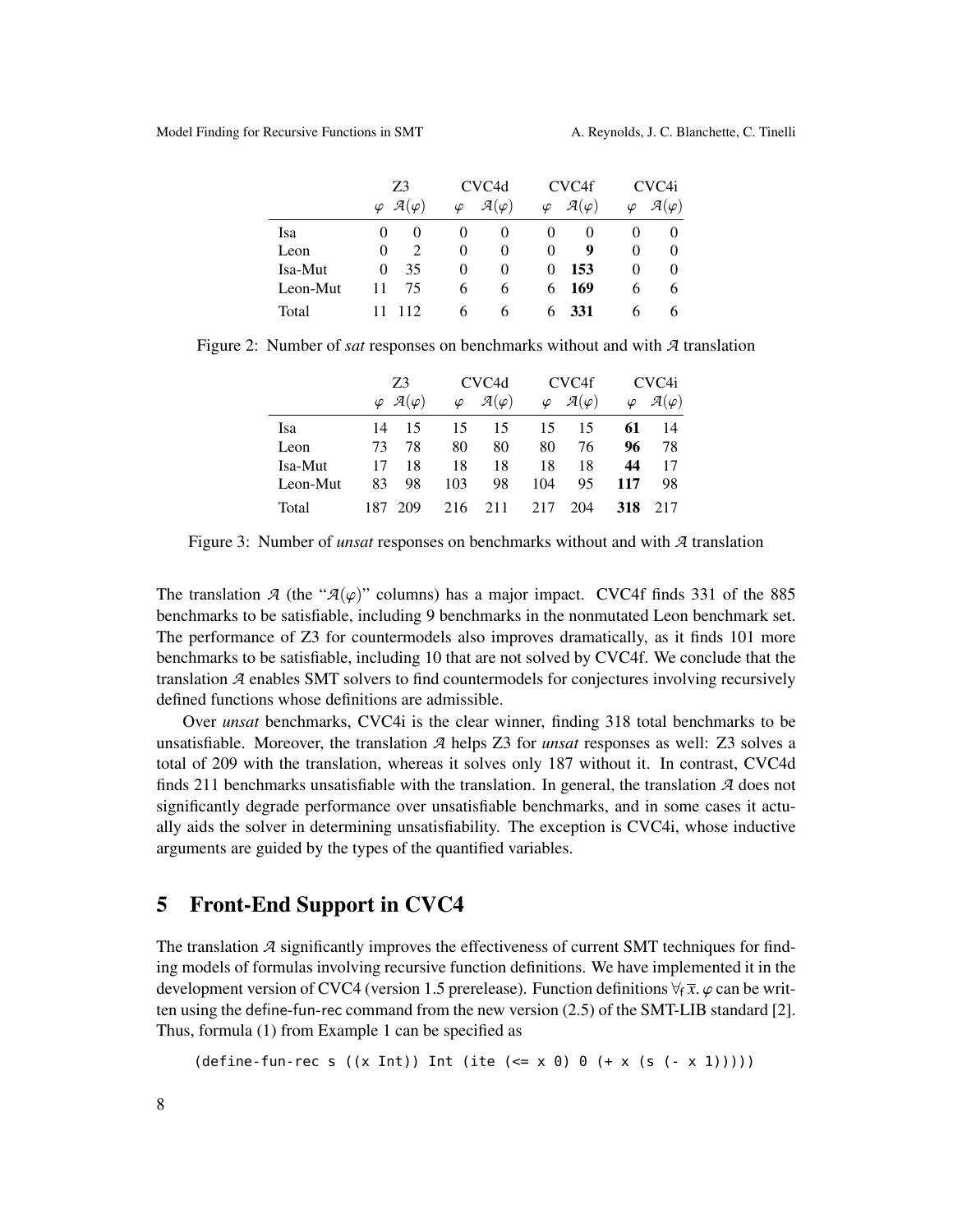| | Z3 | | CVC4d | | CVC4f | | CVC4i | |
|---|---|---|---|---|---|---|---|---|
| | $\varphi$ | $\mathcal{A}(\varphi)$ | $\varphi$ | $\mathcal{A}(\varphi)$ | $\varphi$ | $\mathcal{A}(\varphi)$ | $\varphi$ | $\mathcal{A}(\varphi)$ |
| Isa | 0 | 0 | 0 | 0 | 0 | 0 | 0 | 0 |
| Leon | 0 | 2 | 0 | 0 | 0 | **9** | 0 | 0 |
| Isa-Mut | 0 | 35 | 0 | 0 | 0 | **153** | 0 | 0 |
| Leon-Mut | 11 | 75 | 6 | 6 | 6 | **169** | 6 | 6 |
| Total | 11 | 112 | 6 | 6 | 6 | **331** | 6 | 6 |

Figure 2: Number of *sat* responses on benchmarks without and with $\mathcal{A}$ translation

| | Z3 | | CVC4d | | CVC4f | | CVC4i | |
|---|---|---|---|---|---|---|---|---|
| | $\varphi$ | $\mathcal{A}(\varphi)$ | $\varphi$ | $\mathcal{A}(\varphi)$ | $\varphi$ | $\mathcal{A}(\varphi)$ | $\varphi$ | $\mathcal{A}(\varphi)$ |
| Isa | 14 | 15 | 15 | 15 | 15 | 15 | **61** | 14 |
| Leon | 73 | 78 | 80 | 80 | 80 | 76 | **96** | 78 |
| Isa-Mut | 17 | 18 | 18 | 18 | 18 | 18 | **44** | 17 |
| Leon-Mut | 83 | 98 | 103 | 98 | 104 | 95 | **117** | 98 |
| Total | 187 | 209 | 216 | 211 | 217 | 204 | **318** | 217 |

Figure 3: Number of *unsat* responses on benchmarks without and with $\mathcal{A}$ translation

The translation $\mathcal{A}$ (the "$\mathcal{A}(\varphi)$" columns) has a major impact. CVC4f finds 331 of the 885 benchmarks to be satisfiable, including 9 benchmarks in the nonmutated Leon benchmark set. The performance of Z3 for countermodels also improves dramatically, as it finds 101 more benchmarks to be satisfiable, including 10 that are not solved by CVC4f. We conclude that the translation $\mathcal{A}$ enables SMT solvers to find countermodels for conjectures involving recursively defined functions whose definitions are admissible.

Over *unsat* benchmarks, CVC4i is the clear winner, finding 318 total benchmarks to be unsatisfiable. Moreover, the translation $\mathcal{A}$ helps Z3 for *unsat* responses as well: Z3 solves a total of 209 with the translation, whereas it solves only 187 without it. In contrast, CVC4d finds 211 benchmarks unsatisfiable with the translation. In general, the translation $\mathcal{A}$ does not significantly degrade performance over unsatisfiable benchmarks, and in some cases it actually aids the solver in determining unsatisfiability. The exception is CVC4i, whose inductive arguments are guided by the types of the quantified variables.

## 5 Front-End Support in CVC4

The translation $\mathcal{A}$ significantly improves the effectiveness of current SMT techniques for finding models of formulas involving recursive function definitions. We have implemented it in the development version of CVC4 (version 1.5 prerelease). Function definitions $\forall_\mathsf{f}\,\overline{x}.\,\varphi$ can be written using the define-fun-rec command from the new version (2.5) of the SMT-LIB standard [2]. Thus, formula (1) from Example 1 can be specified as

```
(define-fun-rec s ((x Int)) Int (ite (<= x 0) 0 (+ x (s (- x 1)))))
```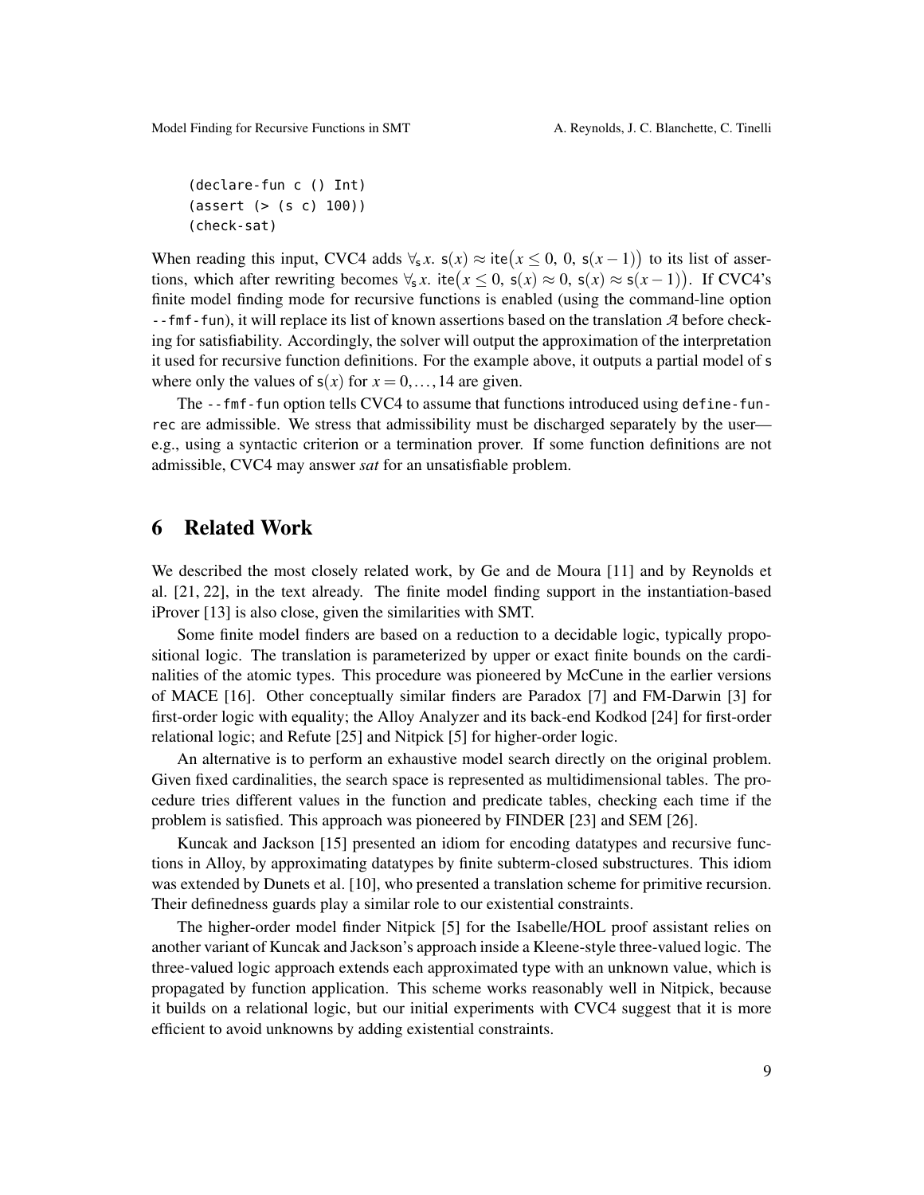```
(declare-fun c () Int)
(assert (> (s c) 100))
(check-sat)
```

When reading this input, CVC4 adds $\forall_{\mathsf{s}} x.\ \mathsf{s}(x) \approx \mathsf{ite}\big(x \leq 0,\ 0,\ \mathsf{s}(x-1)\big)$ to its list of assertions, which after rewriting becomes $\forall_{\mathsf{s}} x.\ \mathsf{ite}\big(x \leq 0,\ \mathsf{s}(x) \approx 0,\ \mathsf{s}(x) \approx \mathsf{s}(x-1)\big)$. If CVC4's finite model finding mode for recursive functions is enabled (using the command-line option `--fmf-fun`), it will replace its list of known assertions based on the translation $\mathcal{A}$ before checking for satisfiability. Accordingly, the solver will output the approximation of the interpretation it used for recursive function definitions. For the example above, it outputs a partial model of s where only the values of $\mathsf{s}(x)$ for $x = 0, \ldots, 14$ are given.

The `--fmf-fun` option tells CVC4 to assume that functions introduced using `define-fun-rec` are admissible. We stress that admissibility must be discharged separately by the user—e.g., using a syntactic criterion or a termination prover. If some function definitions are not admissible, CVC4 may answer *sat* for an unsatisfiable problem.

## 6 Related Work

We described the most closely related work, by Ge and de Moura [11] and by Reynolds et al. [21, 22], in the text already. The finite model finding support in the instantiation-based iProver [13] is also close, given the similarities with SMT.

Some finite model finders are based on a reduction to a decidable logic, typically propositional logic. The translation is parameterized by upper or exact finite bounds on the cardinalities of the atomic types. This procedure was pioneered by McCune in the earlier versions of MACE [16]. Other conceptually similar finders are Paradox [7] and FM-Darwin [3] for first-order logic with equality; the Alloy Analyzer and its back-end Kodkod [24] for first-order relational logic; and Refute [25] and Nitpick [5] for higher-order logic.

An alternative is to perform an exhaustive model search directly on the original problem. Given fixed cardinalities, the search space is represented as multidimensional tables. The procedure tries different values in the function and predicate tables, checking each time if the problem is satisfied. This approach was pioneered by FINDER [23] and SEM [26].

Kuncak and Jackson [15] presented an idiom for encoding datatypes and recursive functions in Alloy, by approximating datatypes by finite subterm-closed substructures. This idiom was extended by Dunets et al. [10], who presented a translation scheme for primitive recursion. Their definedness guards play a similar role to our existential constraints.

The higher-order model finder Nitpick [5] for the Isabelle/HOL proof assistant relies on another variant of Kuncak and Jackson's approach inside a Kleene-style three-valued logic. The three-valued logic approach extends each approximated type with an unknown value, which is propagated by function application. This scheme works reasonably well in Nitpick, because it builds on a relational logic, but our initial experiments with CVC4 suggest that it is more efficient to avoid unknowns by adding existential constraints.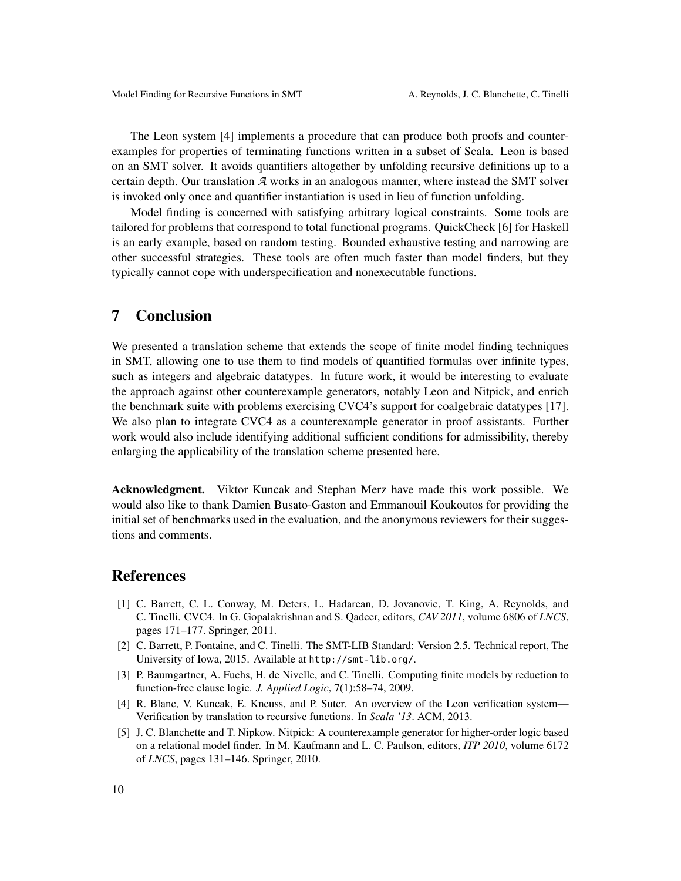The Leon system [4] implements a procedure that can produce both proofs and counterexamples for properties of terminating functions written in a subset of Scala. Leon is based on an SMT solver. It avoids quantifiers altogether by unfolding recursive definitions up to a certain depth. Our translation $\mathcal{A}$ works in an analogous manner, where instead the SMT solver is invoked only once and quantifier instantiation is used in lieu of function unfolding.

Model finding is concerned with satisfying arbitrary logical constraints. Some tools are tailored for problems that correspond to total functional programs. QuickCheck [6] for Haskell is an early example, based on random testing. Bounded exhaustive testing and narrowing are other successful strategies. These tools are often much faster than model finders, but they typically cannot cope with underspecification and nonexecutable functions.

## 7 Conclusion

We presented a translation scheme that extends the scope of finite model finding techniques in SMT, allowing one to use them to find models of quantified formulas over infinite types, such as integers and algebraic datatypes. In future work, it would be interesting to evaluate the approach against other counterexample generators, notably Leon and Nitpick, and enrich the benchmark suite with problems exercising CVC4's support for coalgebraic datatypes [17]. We also plan to integrate CVC4 as a counterexample generator in proof assistants. Further work would also include identifying additional sufficient conditions for admissibility, thereby enlarging the applicability of the translation scheme presented here.

**Acknowledgment.** Viktor Kuncak and Stephan Merz have made this work possible. We would also like to thank Damien Busato-Gaston and Emmanouil Koukoutos for providing the initial set of benchmarks used in the evaluation, and the anonymous reviewers for their suggestions and comments.

## References

[1] C. Barrett, C. L. Conway, M. Deters, L. Hadarean, D. Jovanovic, T. King, A. Reynolds, and C. Tinelli. CVC4. In G. Gopalakrishnan and S. Qadeer, editors, *CAV 2011*, volume 6806 of *LNCS*, pages 171–177. Springer, 2011.

[2] C. Barrett, P. Fontaine, and C. Tinelli. The SMT-LIB Standard: Version 2.5. Technical report, The University of Iowa, 2015. Available at http://smt-lib.org/.

[3] P. Baumgartner, A. Fuchs, H. de Nivelle, and C. Tinelli. Computing finite models by reduction to function-free clause logic. *J. Applied Logic*, 7(1):58–74, 2009.

[4] R. Blanc, V. Kuncak, E. Kneuss, and P. Suter. An overview of the Leon verification system—Verification by translation to recursive functions. In *Scala '13*. ACM, 2013.

[5] J. C. Blanchette and T. Nipkow. Nitpick: A counterexample generator for higher-order logic based on a relational model finder. In M. Kaufmann and L. C. Paulson, editors, *ITP 2010*, volume 6172 of *LNCS*, pages 131–146. Springer, 2010.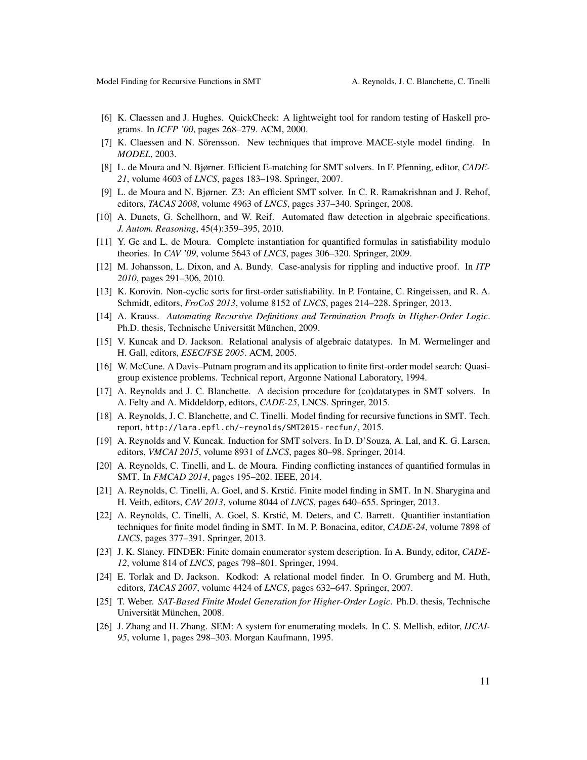[6] K. Claessen and J. Hughes. QuickCheck: A lightweight tool for random testing of Haskell programs. In *ICFP '00*, pages 268–279. ACM, 2000.

[7] K. Claessen and N. Sörensson. New techniques that improve MACE-style model finding. In *MODEL*, 2003.

[8] L. de Moura and N. Bjørner. Efficient E-matching for SMT solvers. In F. Pfenning, editor, *CADE-21*, volume 4603 of *LNCS*, pages 183–198. Springer, 2007.

[9] L. de Moura and N. Bjørner. Z3: An efficient SMT solver. In C. R. Ramakrishnan and J. Rehof, editors, *TACAS 2008*, volume 4963 of *LNCS*, pages 337–340. Springer, 2008.

[10] A. Dunets, G. Schellhorn, and W. Reif. Automated flaw detection in algebraic specifications. *J. Autom. Reasoning*, 45(4):359–395, 2010.

[11] Y. Ge and L. de Moura. Complete instantiation for quantified formulas in satisfiability modulo theories. In *CAV '09*, volume 5643 of *LNCS*, pages 306–320. Springer, 2009.

[12] M. Johansson, L. Dixon, and A. Bundy. Case-analysis for rippling and inductive proof. In *ITP 2010*, pages 291–306, 2010.

[13] K. Korovin. Non-cyclic sorts for first-order satisfiability. In P. Fontaine, C. Ringeissen, and R. A. Schmidt, editors, *FroCoS 2013*, volume 8152 of *LNCS*, pages 214–228. Springer, 2013.

[14] A. Krauss. *Automating Recursive Definitions and Termination Proofs in Higher-Order Logic*. Ph.D. thesis, Technische Universität München, 2009.

[15] V. Kuncak and D. Jackson. Relational analysis of algebraic datatypes. In M. Wermelinger and H. Gall, editors, *ESEC/FSE 2005*. ACM, 2005.

[16] W. McCune. A Davis–Putnam program and its application to finite first-order model search: Quasigroup existence problems. Technical report, Argonne National Laboratory, 1994.

[17] A. Reynolds and J. C. Blanchette. A decision procedure for (co)datatypes in SMT solvers. In A. Felty and A. Middeldorp, editors, *CADE-25*, LNCS. Springer, 2015.

[18] A. Reynolds, J. C. Blanchette, and C. Tinelli. Model finding for recursive functions in SMT. Tech. report, http://lara.epfl.ch/~reynolds/SMT2015-recfun/, 2015.

[19] A. Reynolds and V. Kuncak. Induction for SMT solvers. In D. D'Souza, A. Lal, and K. G. Larsen, editors, *VMCAI 2015*, volume 8931 of *LNCS*, pages 80–98. Springer, 2014.

[20] A. Reynolds, C. Tinelli, and L. de Moura. Finding conflicting instances of quantified formulas in SMT. In *FMCAD 2014*, pages 195–202. IEEE, 2014.

[21] A. Reynolds, C. Tinelli, A. Goel, and S. Krstić. Finite model finding in SMT. In N. Sharygina and H. Veith, editors, *CAV 2013*, volume 8044 of *LNCS*, pages 640–655. Springer, 2013.

[22] A. Reynolds, C. Tinelli, A. Goel, S. Krstić, M. Deters, and C. Barrett. Quantifier instantiation techniques for finite model finding in SMT. In M. P. Bonacina, editor, *CADE-24*, volume 7898 of *LNCS*, pages 377–391. Springer, 2013.

[23] J. K. Slaney. FINDER: Finite domain enumerator system description. In A. Bundy, editor, *CADE-12*, volume 814 of *LNCS*, pages 798–801. Springer, 1994.

[24] E. Torlak and D. Jackson. Kodkod: A relational model finder. In O. Grumberg and M. Huth, editors, *TACAS 2007*, volume 4424 of *LNCS*, pages 632–647. Springer, 2007.

[25] T. Weber. *SAT-Based Finite Model Generation for Higher-Order Logic*. Ph.D. thesis, Technische Universität München, 2008.

[26] J. Zhang and H. Zhang. SEM: A system for enumerating models. In C. S. Mellish, editor, *IJCAI-95*, volume 1, pages 298–303. Morgan Kaufmann, 1995.